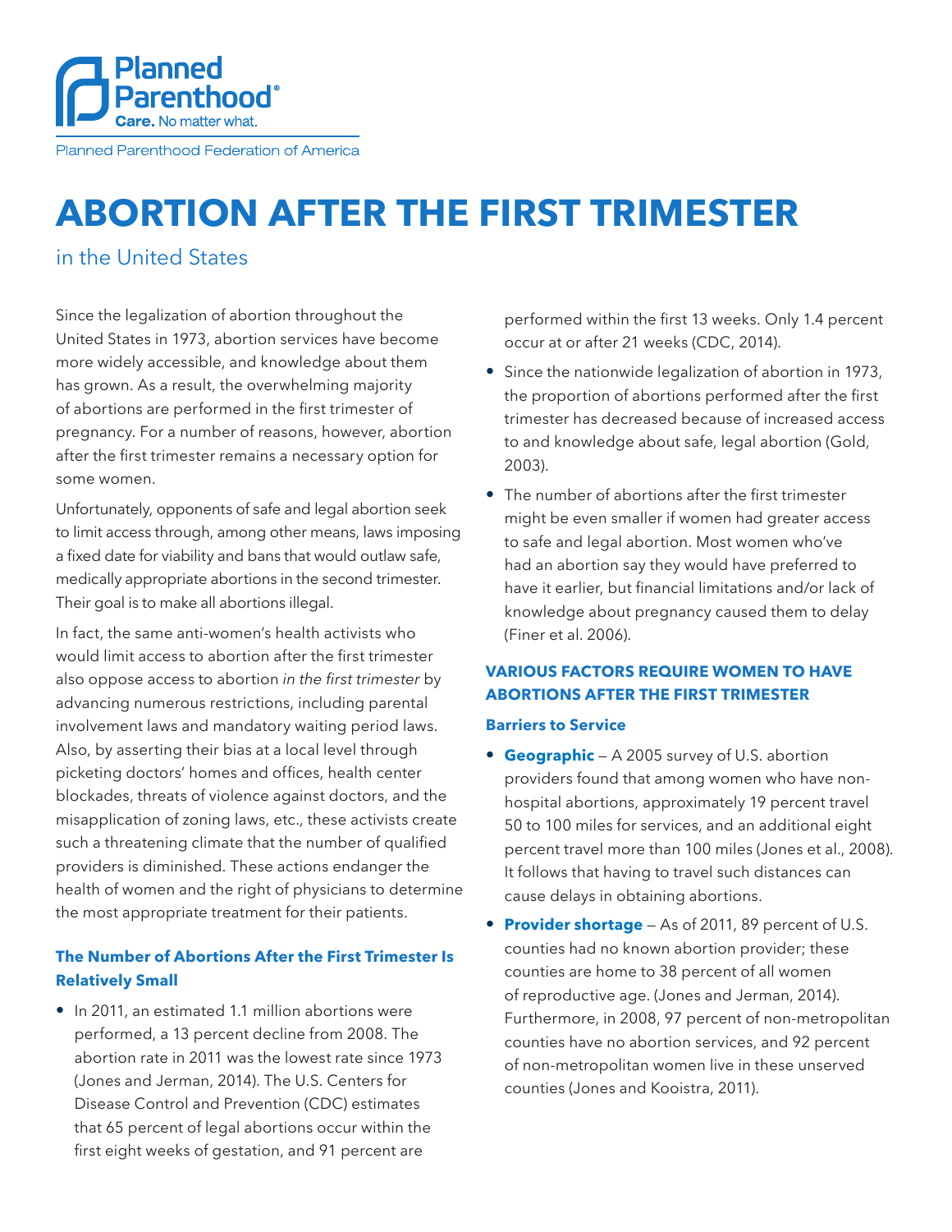Planned Parenthood®

Care. No matter what.

Planned Parenthood Federation of America

# ABORTION AFTER THE FIRST TRIMESTER

in the United States

Since the legalization of abortion throughout the United States in 1973, abortion services have become more widely accessible, and knowledge about them has grown. As a result, the overwhelming majority of abortions are performed in the first trimester of pregnancy. For a number of reasons, however, abortion after the first trimester remains a necessary option for some women.

Unfortunately, opponents of safe and legal abortion seek to limit access through, among other means, laws imposing a fixed date for viability and bans that would outlaw safe, medically appropriate abortions in the second trimester. Their goal is to make all abortions illegal.

In fact, the same anti-women's health activists who would limit access to abortion after the first trimester also oppose access to abortion *in the first trimester* by advancing numerous restrictions, including parental involvement laws and mandatory waiting period laws. Also, by asserting their bias at a local level through picketing doctors' homes and offices, health center blockades, threats of violence against doctors, and the misapplication of zoning laws, etc., these activists create such a threatening climate that the number of qualified providers is diminished. These actions endanger the health of women and the right of physicians to determine the most appropriate treatment for their patients.

### The Number of Abortions After the First Trimester Is Relatively Small

- In 2011, an estimated 1.1 million abortions were performed, a 13 percent decline from 2008. The abortion rate in 2011 was the lowest rate since 1973 (Jones and Jerman, 2014). The U.S. Centers for Disease Control and Prevention (CDC) estimates that 65 percent of legal abortions occur within the first eight weeks of gestation, and 91 percent are performed within the first 13 weeks. Only 1.4 percent occur at or after 21 weeks (CDC, 2014).
- Since the nationwide legalization of abortion in 1973, the proportion of abortions performed after the first trimester has decreased because of increased access to and knowledge about safe, legal abortion (Gold, 2003).
- The number of abortions after the first trimester might be even smaller if women had greater access to safe and legal abortion. Most women who've had an abortion say they would have preferred to have it earlier, but financial limitations and/or lack of knowledge about pregnancy caused them to delay (Finer et al. 2006).

### VARIOUS FACTORS REQUIRE WOMEN TO HAVE ABORTIONS AFTER THE FIRST TRIMESTER

#### Barriers to Service

- **Geographic** — A 2005 survey of U.S. abortion providers found that among women who have non-hospital abortions, approximately 19 percent travel 50 to 100 miles for services, and an additional eight percent travel more than 100 miles (Jones et al., 2008). It follows that having to travel such distances can cause delays in obtaining abortions.
- **Provider shortage** — As of 2011, 89 percent of U.S. counties had no known abortion provider; these counties are home to 38 percent of all women of reproductive age. (Jones and Jerman, 2014). Furthermore, in 2008, 97 percent of non-metropolitan counties have no abortion services, and 92 percent of non-metropolitan women live in these unserved counties (Jones and Kooistra, 2011).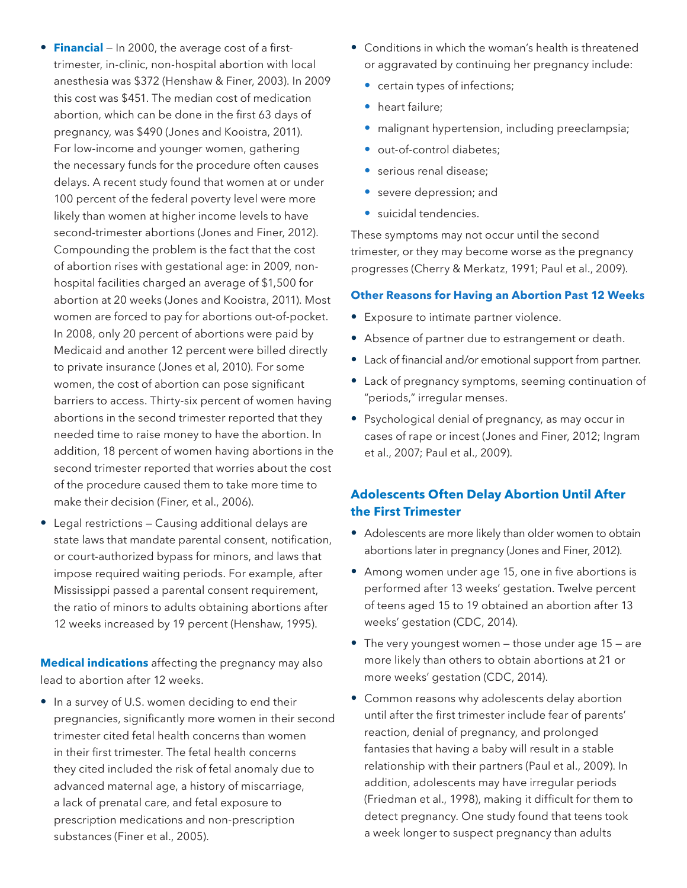- **Financial** — In 2000, the average cost of a first-trimester, in-clinic, non-hospital abortion with local anesthesia was $372 (Henshaw & Finer, 2003). In 2009 this cost was $451. The median cost of medication abortion, which can be done in the first 63 days of pregnancy, was $490 (Jones and Kooistra, 2011). For low-income and younger women, gathering the necessary funds for the procedure often causes delays. A recent study found that women at or under 100 percent of the federal poverty level were more likely than women at higher income levels to have second-trimester abortions (Jones and Finer, 2012). Compounding the problem is the fact that the cost of abortion rises with gestational age: in 2009, non-hospital facilities charged an average of $1,500 for abortion at 20 weeks (Jones and Kooistra, 2011). Most women are forced to pay for abortions out-of-pocket. In 2008, only 20 percent of abortions were paid by Medicaid and another 12 percent were billed directly to private insurance (Jones et al, 2010). For some women, the cost of abortion can pose significant barriers to access. Thirty-six percent of women having abortions in the second trimester reported that they needed time to raise money to have the abortion. In addition, 18 percent of women having abortions in the second trimester reported that worries about the cost of the procedure caused them to take more time to make their decision (Finer, et al., 2006).
- Legal restrictions — Causing additional delays are state laws that mandate parental consent, notification, or court-authorized bypass for minors, and laws that impose required waiting periods. For example, after Mississippi passed a parental consent requirement, the ratio of minors to adults obtaining abortions after 12 weeks increased by 19 percent (Henshaw, 1995).

**Medical indications** affecting the pregnancy may also lead to abortion after 12 weeks.

- In a survey of U.S. women deciding to end their pregnancies, significantly more women in their second trimester cited fetal health concerns than women in their first trimester. The fetal health concerns they cited included the risk of fetal anomaly due to advanced maternal age, a history of miscarriage, a lack of prenatal care, and fetal exposure to prescription medications and non-prescription substances (Finer et al., 2005).
- Conditions in which the woman's health is threatened or aggravated by continuing her pregnancy include:
  - certain types of infections;
  - heart failure;
  - malignant hypertension, including preeclampsia;
  - out-of-control diabetes;
  - serious renal disease;
  - severe depression; and
  - suicidal tendencies.

These symptoms may not occur until the second trimester, or they may become worse as the pregnancy progresses (Cherry & Merkatz, 1991; Paul et al., 2009).

### Other Reasons for Having an Abortion Past 12 Weeks

- Exposure to intimate partner violence.
- Absence of partner due to estrangement or death.
- Lack of financial and/or emotional support from partner.
- Lack of pregnancy symptoms, seeming continuation of "periods," irregular menses.
- Psychological denial of pregnancy, as may occur in cases of rape or incest (Jones and Finer, 2012; Ingram et al., 2007; Paul et al., 2009).

## Adolescents Often Delay Abortion Until After the First Trimester

- Adolescents are more likely than older women to obtain abortions later in pregnancy (Jones and Finer, 2012).
- Among women under age 15, one in five abortions is performed after 13 weeks' gestation. Twelve percent of teens aged 15 to 19 obtained an abortion after 13 weeks' gestation (CDC, 2014).
- The very youngest women — those under age 15 — are more likely than others to obtain abortions at 21 or more weeks' gestation (CDC, 2014).
- Common reasons why adolescents delay abortion until after the first trimester include fear of parents' reaction, denial of pregnancy, and prolonged fantasies that having a baby will result in a stable relationship with their partners (Paul et al., 2009). In addition, adolescents may have irregular periods (Friedman et al., 1998), making it difficult for them to detect pregnancy. One study found that teens took a week longer to suspect pregnancy than adults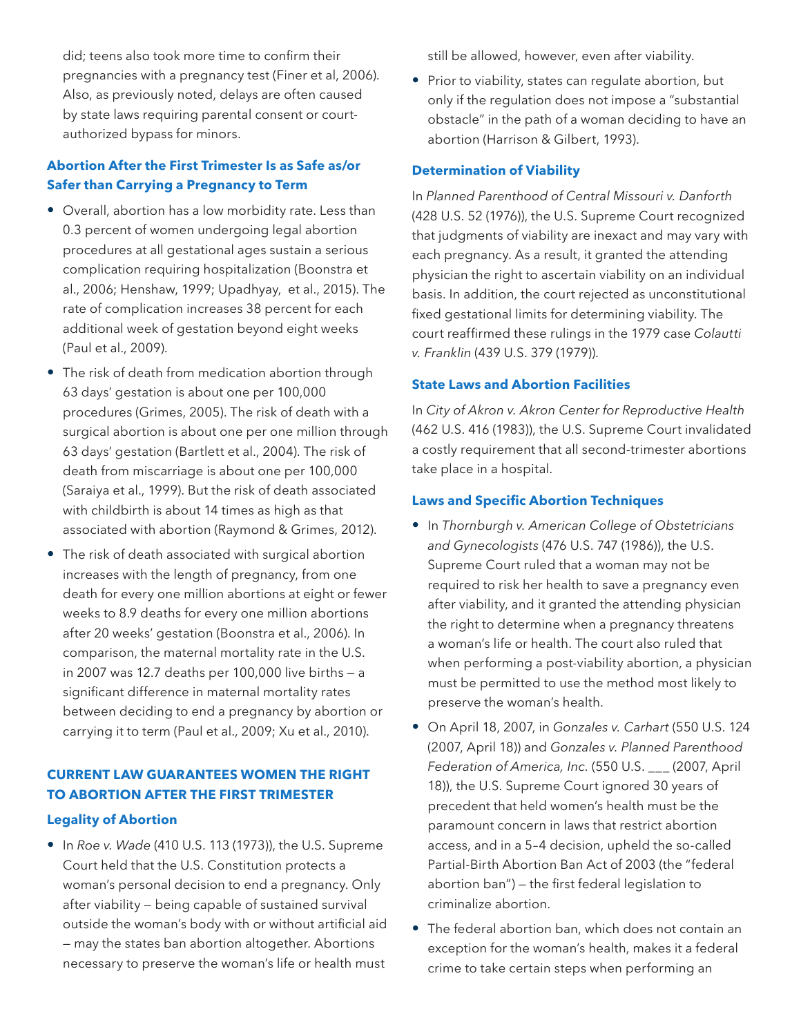did; teens also took more time to confirm their pregnancies with a pregnancy test (Finer et al, 2006). Also, as previously noted, delays are often caused by state laws requiring parental consent or court-authorized bypass for minors.

### Abortion After the First Trimester Is as Safe as/or Safer than Carrying a Pregnancy to Term

- Overall, abortion has a low morbidity rate. Less than 0.3 percent of women undergoing legal abortion procedures at all gestational ages sustain a serious complication requiring hospitalization (Boonstra et al., 2006; Henshaw, 1999; Upadhyay, et al., 2015). The rate of complication increases 38 percent for each additional week of gestation beyond eight weeks (Paul et al., 2009).
- The risk of death from medication abortion through 63 days' gestation is about one per 100,000 procedures (Grimes, 2005). The risk of death with a surgical abortion is about one per one million through 63 days' gestation (Bartlett et al., 2004). The risk of death from miscarriage is about one per 100,000 (Saraiya et al., 1999). But the risk of death associated with childbirth is about 14 times as high as that associated with abortion (Raymond & Grimes, 2012).
- The risk of death associated with surgical abortion increases with the length of pregnancy, from one death for every one million abortions at eight or fewer weeks to 8.9 deaths for every one million abortions after 20 weeks' gestation (Boonstra et al., 2006). In comparison, the maternal mortality rate in the U.S. in 2007 was 12.7 deaths per 100,000 live births — a significant difference in maternal mortality rates between deciding to end a pregnancy by abortion or carrying it to term (Paul et al., 2009; Xu et al., 2010).

## CURRENT LAW GUARANTEES WOMEN THE RIGHT TO ABORTION AFTER THE FIRST TRIMESTER

### Legality of Abortion

- In *Roe v. Wade* (410 U.S. 113 (1973)), the U.S. Supreme Court held that the U.S. Constitution protects a woman's personal decision to end a pregnancy. Only after viability — being capable of sustained survival outside the woman's body with or without artificial aid — may the states ban abortion altogether. Abortions necessary to preserve the woman's life or health must still be allowed, however, even after viability.
- Prior to viability, states can regulate abortion, but only if the regulation does not impose a "substantial obstacle" in the path of a woman deciding to have an abortion (Harrison & Gilbert, 1993).

### Determination of Viability

In *Planned Parenthood of Central Missouri v. Danforth* (428 U.S. 52 (1976)), the U.S. Supreme Court recognized that judgments of viability are inexact and may vary with each pregnancy. As a result, it granted the attending physician the right to ascertain viability on an individual basis. In addition, the court rejected as unconstitutional fixed gestational limits for determining viability. The court reaffirmed these rulings in the 1979 case *Colautti v. Franklin* (439 U.S. 379 (1979)).

### State Laws and Abortion Facilities

In *City of Akron v. Akron Center for Reproductive Health* (462 U.S. 416 (1983)), the U.S. Supreme Court invalidated a costly requirement that all second-trimester abortions take place in a hospital.

### Laws and Specific Abortion Techniques

- In *Thornburgh v. American College of Obstetricians and Gynecologists* (476 U.S. 747 (1986)), the U.S. Supreme Court ruled that a woman may not be required to risk her health to save a pregnancy even after viability, and it granted the attending physician the right to determine when a pregnancy threatens a woman's life or health. The court also ruled that when performing a post-viability abortion, a physician must be permitted to use the method most likely to preserve the woman's health.
- On April 18, 2007, in *Gonzales v. Carhart* (550 U.S. 124 (2007, April 18)) and *Gonzales v. Planned Parenthood Federation of America, Inc.* (550 U.S. ___ (2007, April 18)), the U.S. Supreme Court ignored 30 years of precedent that held women's health must be the paramount concern in laws that restrict abortion access, and in a 5–4 decision, upheld the so-called Partial-Birth Abortion Ban Act of 2003 (the "federal abortion ban") — the first federal legislation to criminalize abortion.
- The federal abortion ban, which does not contain an exception for the woman's health, makes it a federal crime to take certain steps when performing an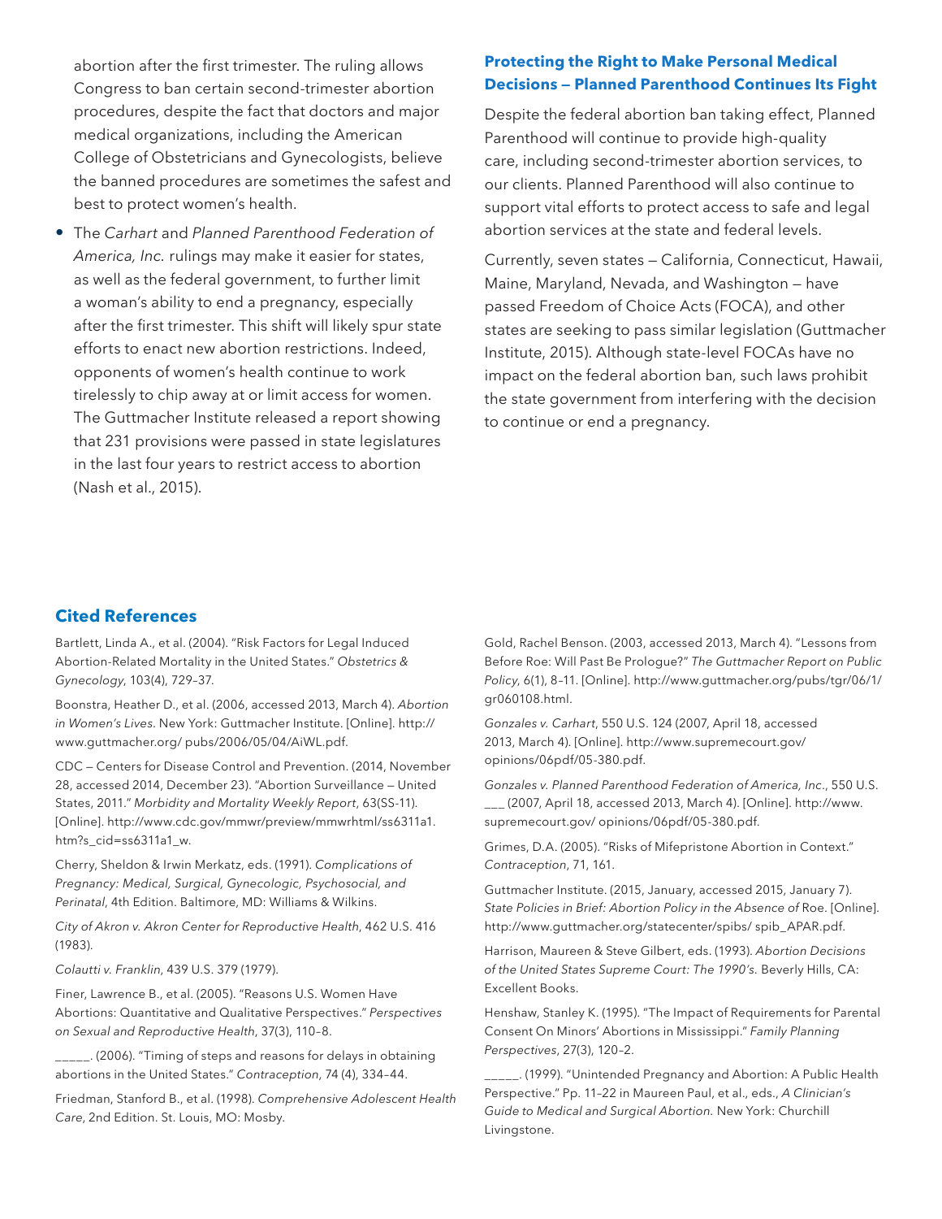abortion after the first trimester. The ruling allows Congress to ban certain second-trimester abortion procedures, despite the fact that doctors and major medical organizations, including the American College of Obstetricians and Gynecologists, believe the banned procedures are sometimes the safest and best to protect women's health.

- The *Carhart* and *Planned Parenthood Federation of America, Inc.* rulings may make it easier for states, as well as the federal government, to further limit a woman's ability to end a pregnancy, especially after the first trimester. This shift will likely spur state efforts to enact new abortion restrictions. Indeed, opponents of women's health continue to work tirelessly to chip away at or limit access for women. The Guttmacher Institute released a report showing that 231 provisions were passed in state legislatures in the last four years to restrict access to abortion (Nash et al., 2015).

### Protecting the Right to Make Personal Medical Decisions — Planned Parenthood Continues Its Fight

Despite the federal abortion ban taking effect, Planned Parenthood will continue to provide high-quality care, including second-trimester abortion services, to our clients. Planned Parenthood will also continue to support vital efforts to protect access to safe and legal abortion services at the state and federal levels.

Currently, seven states — California, Connecticut, Hawaii, Maine, Maryland, Nevada, and Washington — have passed Freedom of Choice Acts (FOCA), and other states are seeking to pass similar legislation (Guttmacher Institute, 2015). Although state-level FOCAs have no impact on the federal abortion ban, such laws prohibit the state government from interfering with the decision to continue or end a pregnancy.

## Cited References

Bartlett, Linda A., et al. (2004). "Risk Factors for Legal Induced Abortion-Related Mortality in the United States." *Obstetrics & Gynecology*, 103(4), 729–37.

Boonstra, Heather D., et al. (2006, accessed 2013, March 4). *Abortion in Women's Lives*. New York: Guttmacher Institute. [Online]. http://www.guttmacher.org/ pubs/2006/05/04/AiWL.pdf.

CDC — Centers for Disease Control and Prevention. (2014, November 28, accessed 2014, December 23). "Abortion Surveillance — United States, 2011." *Morbidity and Mortality Weekly Report*, 63(SS-11). [Online]. http://www.cdc.gov/mmwr/preview/mmwrhtml/ss6311a1.htm?s_cid=ss6311a1_w.

Cherry, Sheldon & Irwin Merkatz, eds. (1991). *Complications of Pregnancy: Medical, Surgical, Gynecologic, Psychosocial, and Perinatal*, 4th Edition. Baltimore, MD: Williams & Wilkins.

*City of Akron v. Akron Center for Reproductive Health*, 462 U.S. 416 (1983).

*Colautti v. Franklin*, 439 U.S. 379 (1979).

Finer, Lawrence B., et al. (2005). "Reasons U.S. Women Have Abortions: Quantitative and Qualitative Perspectives." *Perspectives on Sexual and Reproductive Health*, 37(3), 110–8.

_____. (2006). "Timing of steps and reasons for delays in obtaining abortions in the United States." *Contraception*, 74 (4), 334–44.

Friedman, Stanford B., et al. (1998). *Comprehensive Adolescent Health Care*, 2nd Edition. St. Louis, MO: Mosby.

Gold, Rachel Benson. (2003, accessed 2013, March 4). "Lessons from Before Roe: Will Past Be Prologue?" *The Guttmacher Report on Public Policy*, 6(1), 8–11. [Online]. http://www.guttmacher.org/pubs/tgr/06/1/gr060108.html.

*Gonzales v. Carhart*, 550 U.S. 124 (2007, April 18, accessed 2013, March 4). [Online]. http://www.supremecourt.gov/opinions/06pdf/05-380.pdf.

*Gonzales v. Planned Parenthood Federation of America, Inc.*, 550 U.S. ___ (2007, April 18, accessed 2013, March 4). [Online]. http://www.supremecourt.gov/ opinions/06pdf/05-380.pdf.

Grimes, D.A. (2005). "Risks of Mifepristone Abortion in Context." *Contraception*, 71, 161.

Guttmacher Institute. (2015, January, accessed 2015, January 7). *State Policies in Brief: Abortion Policy in the Absence of* Roe. [Online]. http://www.guttmacher.org/statecenter/spibs/ spib_APAR.pdf.

Harrison, Maureen & Steve Gilbert, eds. (1993). *Abortion Decisions of the United States Supreme Court: The 1990's*. Beverly Hills, CA: Excellent Books.

Henshaw, Stanley K. (1995). "The Impact of Requirements for Parental Consent On Minors' Abortions in Mississippi." *Family Planning Perspectives*, 27(3), 120–2.

_____. (1999). "Unintended Pregnancy and Abortion: A Public Health Perspective." Pp. 11–22 in Maureen Paul, et al., eds., *A Clinician's Guide to Medical and Surgical Abortion*. New York: Churchill Livingstone.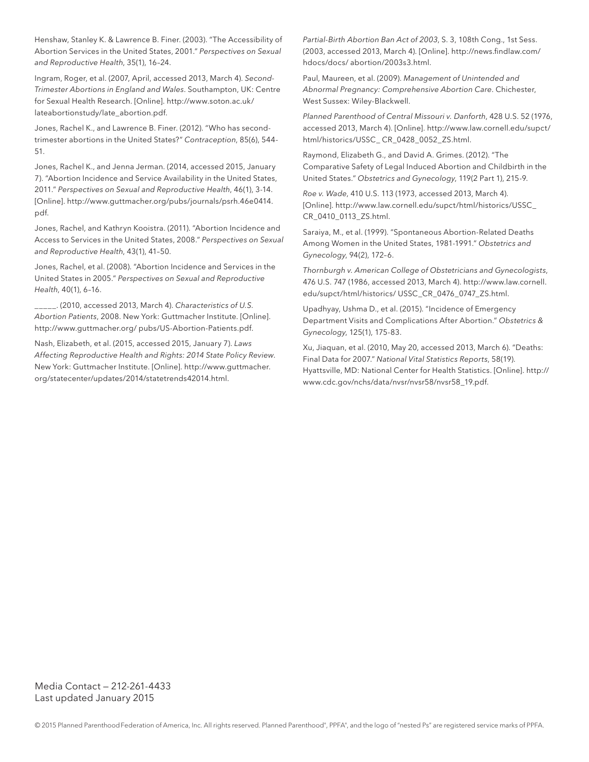Henshaw, Stanley K. & Lawrence B. Finer. (2003). "The Accessibility of Abortion Services in the United States, 2001." *Perspectives on Sexual and Reproductive Health*, 35(1), 16–24.

Ingram, Roger, et al. (2007, April, accessed 2013, March 4). *Second-Trimester Abortions in England and Wales*. Southampton, UK: Centre for Sexual Health Research. [Online]. http://www.soton.ac.uk/lateabortionstudy/late_abortion.pdf.

Jones, Rachel K., and Lawrence B. Finer. (2012). "Who has second-trimester abortions in the United States?" *Contraception*, 85(6), 544-51.

Jones, Rachel K., and Jenna Jerman. (2014, accessed 2015, January 7). "Abortion Incidence and Service Availability in the United States, 2011." *Perspectives on Sexual and Reproductive Health*, 46(1), 3-14. [Online]. http://www.guttmacher.org/pubs/journals/psrh.46e0414.pdf.

Jones, Rachel, and Kathryn Kooistra. (2011). "Abortion Incidence and Access to Services in the United States, 2008." *Perspectives on Sexual and Reproductive Health*, 43(1), 41–50.

Jones, Rachel, et al. (2008). "Abortion Incidence and Services in the United States in 2005." *Perspectives on Sexual and Reproductive Health*, 40(1), 6–16.

_____. (2010, accessed 2013, March 4). *Characteristics of U.S. Abortion Patients*, 2008. New York: Guttmacher Institute. [Online]. http://www.guttmacher.org/ pubs/US-Abortion-Patients.pdf.

Nash, Elizabeth, et al. (2015, accessed 2015, January 7). *Laws Affecting Reproductive Health and Rights: 2014 State Policy Review*. New York: Guttmacher Institute. [Online]. http://www.guttmacher.org/statecenter/updates/2014/statetrends42014.html.

*Partial-Birth Abortion Ban Act of 2003*, S. 3, 108th Cong., 1st Sess. (2003, accessed 2013, March 4). [Online]. http://news.findlaw.com/hdocs/docs/ abortion/2003s3.html.

Paul, Maureen, et al. (2009). *Management of Unintended and Abnormal Pregnancy: Comprehensive Abortion Care*. Chichester, West Sussex: Wiley-Blackwell.

*Planned Parenthood of Central Missouri v. Danforth*, 428 U.S. 52 (1976, accessed 2013, March 4). [Online]. http://www.law.cornell.edu/supct/html/historics/USSC_ CR_0428_0052_ZS.html.

Raymond, Elizabeth G., and David A. Grimes. (2012). "The Comparative Safety of Legal Induced Abortion and Childbirth in the United States." *Obstetrics and Gynecology*, 119(2 Part 1), 215-9.

*Roe v. Wade*, 410 U.S. 113 (1973, accessed 2013, March 4). [Online]. http://www.law.cornell.edu/supct/html/historics/USSC_CR_0410_0113_ZS.html.

Saraiya, M., et al. (1999). "Spontaneous Abortion-Related Deaths Among Women in the United States, 1981-1991." *Obstetrics and Gynecology*, 94(2), 172–6.

*Thornburgh v. American College of Obstetricians and Gynecologists*, 476 U.S. 747 (1986, accessed 2013, March 4). http://www.law.cornell.edu/supct/html/historics/ USSC_CR_0476_0747_ZS.html.

Upadhyay, Ushma D., et al. (2015). "Incidence of Emergency Department Visits and Complications After Abortion." *Obstetrics & Gynecology*, 125(1), 175-83.

Xu, Jiaquan, et al. (2010, May 20, accessed 2013, March 6). "Deaths: Final Data for 2007." *National Vital Statistics Reports*, 58(19). Hyattsville, MD: National Center for Health Statistics. [Online]. http://www.cdc.gov/nchs/data/nvsr/nvsr58/nvsr58_19.pdf.

Media Contact — 212-261-4433
Last updated January 2015

© 2015 Planned Parenthood Federation of America, Inc. All rights reserved. Planned Parenthood®, PPFA®, and the logo of "nested Ps" are registered service marks of PPFA.